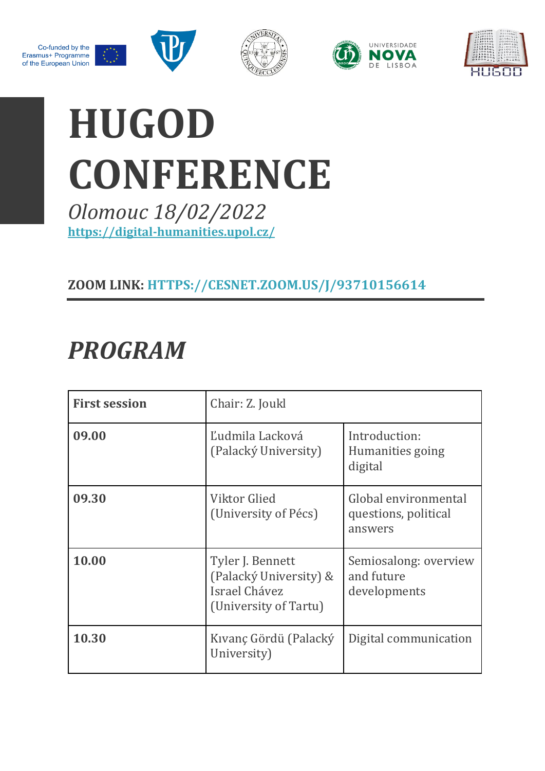Co-funded by the Erasmus+ Programme of the European Union

UNIVERSIDADE NOVA DE LISBOA

# HUGOD CONFERENCE

*Olomouc 18/02/2022*

https://digital-humanities.upol.cz/

**ZOOM LINK: HTTPS://CESNET.ZOOM.US/J/93710156614**

## *PROGRAM*

| **First session** | Chair: Z. Joukl | |
|---|---|---|
| **09.00** | Ľudmila Lacková (Palacký University) | Introduction: Humanities going digital |
| **09.30** | Viktor Glied (University of Pécs) | Global environmental questions, political answers |
| **10.00** | Tyler J. Bennett (Palacký University) & Israel Chávez (University of Tartu) | Semiosalong: overview and future developments |
| **10.30** | Kıvanç Gördü (Palacký University) | Digital communication |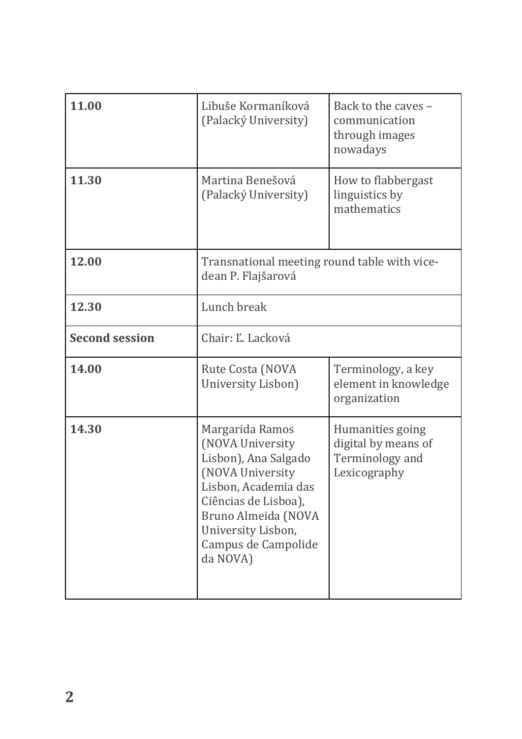| **11.00** | Libuše Kormaníková (Palacký University) | Back to the caves – communication through images nowadays |
|---|---|---|
| **11.30** | Martina Benešová (Palacký University) | How to flabbergast linguistics by mathematics |
| **12.00** | Transnational meeting round table with vice-dean P. Flajšarová | |
| **12.30** | Lunch break | |
| **Second session** | Chair: Ľ. Lacková | |
| **14.00** | Rute Costa (NOVA University Lisbon) | Terminology, a key element in knowledge organization |
| **14.30** | Margarida Ramos (NOVA University Lisbon), Ana Salgado (NOVA University Lisbon, Academia das Ciências de Lisboa), Bruno Almeida (NOVA University Lisbon, Campus de Campolide da NOVA) | Humanities going digital by means of Terminology and Lexicography |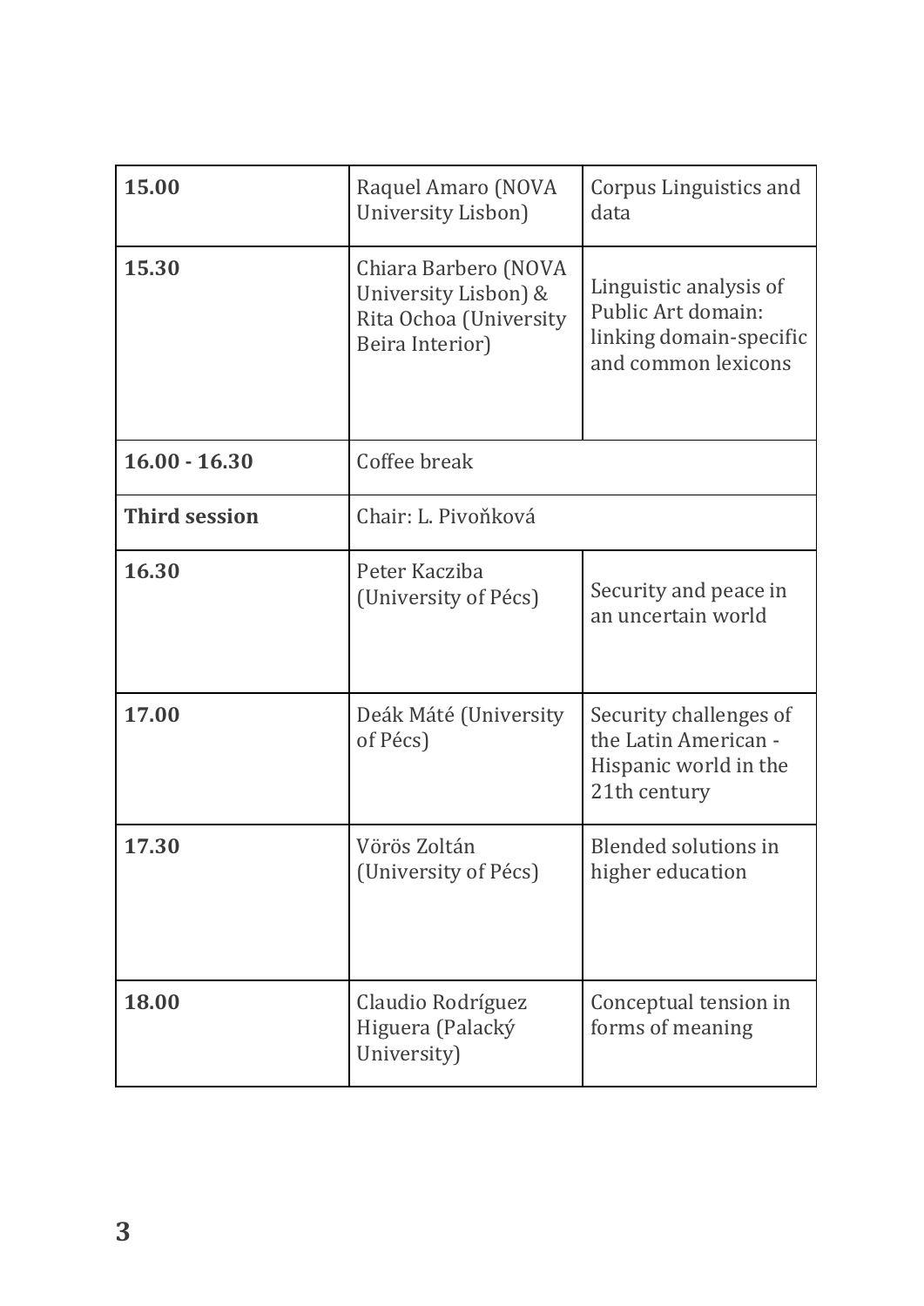| **15.00** | Raquel Amaro (NOVA University Lisbon) | Corpus Linguistics and data |
|---|---|---|
| **15.30** | Chiara Barbero (NOVA University Lisbon) & Rita Ochoa (University Beira Interior) | Linguistic analysis of Public Art domain: linking domain-specific and common lexicons |
| **16.00 - 16.30** | Coffee break | |
| **Third session** | Chair: L. Pivoňková | |
| **16.30** | Peter Kacziba (University of Pécs) | Security and peace in an uncertain world |
| **17.00** | Deák Máté (University of Pécs) | Security challenges of the Latin American - Hispanic world in the 21th century |
| **17.30** | Vörös Zoltán (University of Pécs) | Blended solutions in higher education |
| **18.00** | Claudio Rodríguez Higuera (Palacký University) | Conceptual tension in forms of meaning |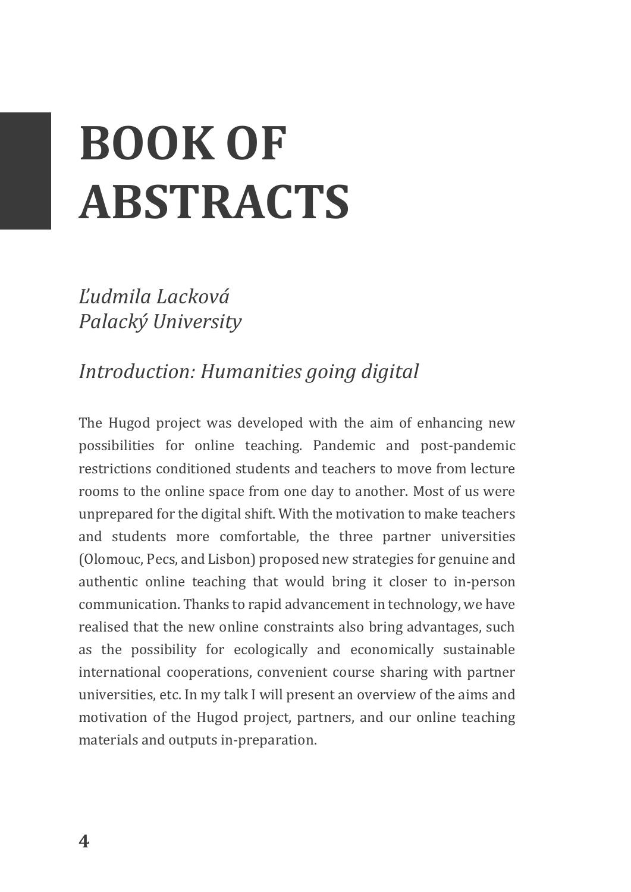# BOOK OF ABSTRACTS

*Ľudmila Lacková*
*Palacký University*

## *Introduction: Humanities going digital*

The Hugod project was developed with the aim of enhancing new possibilities for online teaching. Pandemic and post-pandemic restrictions conditioned students and teachers to move from lecture rooms to the online space from one day to another. Most of us were unprepared for the digital shift. With the motivation to make teachers and students more comfortable, the three partner universities (Olomouc, Pecs, and Lisbon) proposed new strategies for genuine and authentic online teaching that would bring it closer to in-person communication. Thanks to rapid advancement in technology, we have realised that the new online constraints also bring advantages, such as the possibility for ecologically and economically sustainable international cooperations, convenient course sharing with partner universities, etc. In my talk I will present an overview of the aims and motivation of the Hugod project, partners, and our online teaching materials and outputs in-preparation.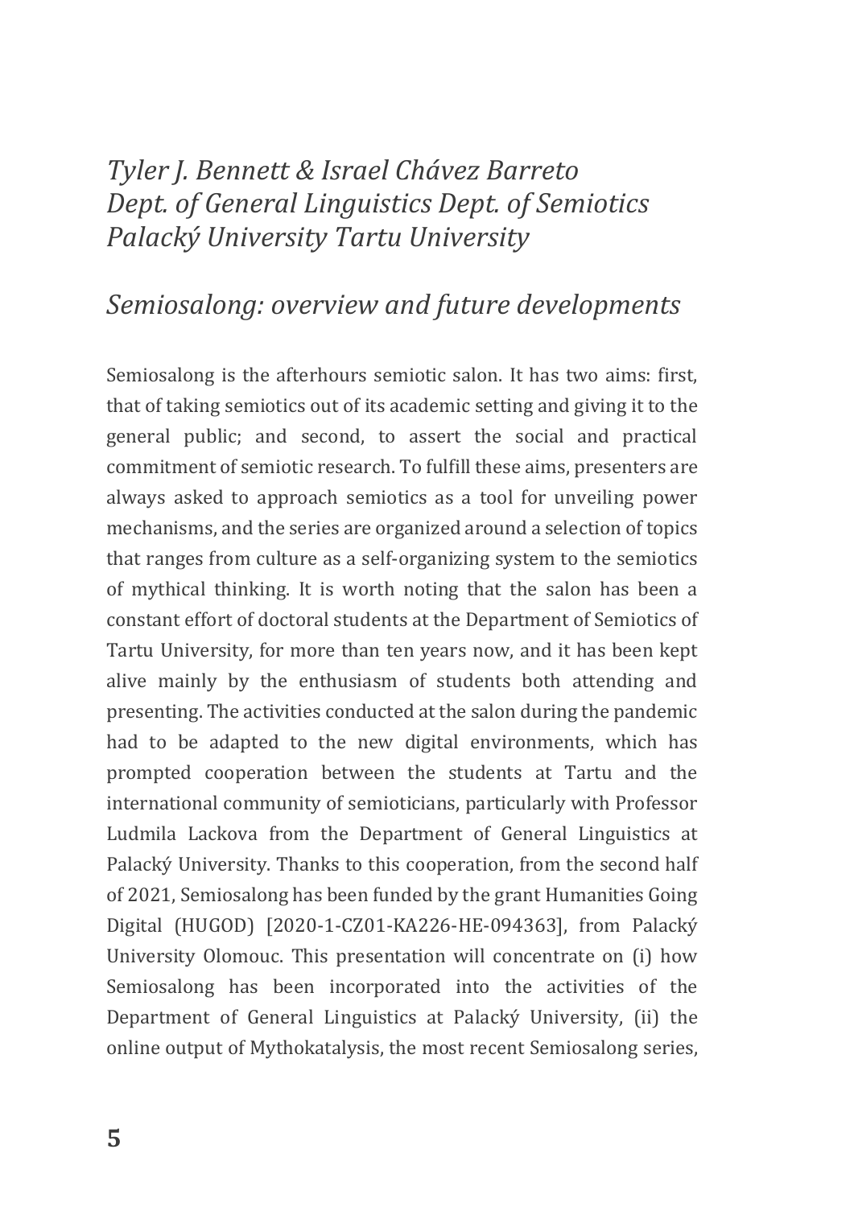*Tyler J. Bennett & Israel Chávez Barreto*
*Dept. of General Linguistics Dept. of Semiotics*
*Palacký University Tartu University*

## *Semiosalong: overview and future developments*

Semiosalong is the afterhours semiotic salon. It has two aims: first, that of taking semiotics out of its academic setting and giving it to the general public; and second, to assert the social and practical commitment of semiotic research. To fulfill these aims, presenters are always asked to approach semiotics as a tool for unveiling power mechanisms, and the series are organized around a selection of topics that ranges from culture as a self-organizing system to the semiotics of mythical thinking. It is worth noting that the salon has been a constant effort of doctoral students at the Department of Semiotics of Tartu University, for more than ten years now, and it has been kept alive mainly by the enthusiasm of students both attending and presenting. The activities conducted at the salon during the pandemic had to be adapted to the new digital environments, which has prompted cooperation between the students at Tartu and the international community of semioticians, particularly with Professor Ludmila Lackova from the Department of General Linguistics at Palacký University. Thanks to this cooperation, from the second half of 2021, Semiosalong has been funded by the grant Humanities Going Digital (HUGOD) [2020-1-CZ01-KA226-HE-094363], from Palacký University Olomouc. This presentation will concentrate on (i) how Semiosalong has been incorporated into the activities of the Department of General Linguistics at Palacký University, (ii) the online output of Mythokatalysis, the most recent Semiosalong series,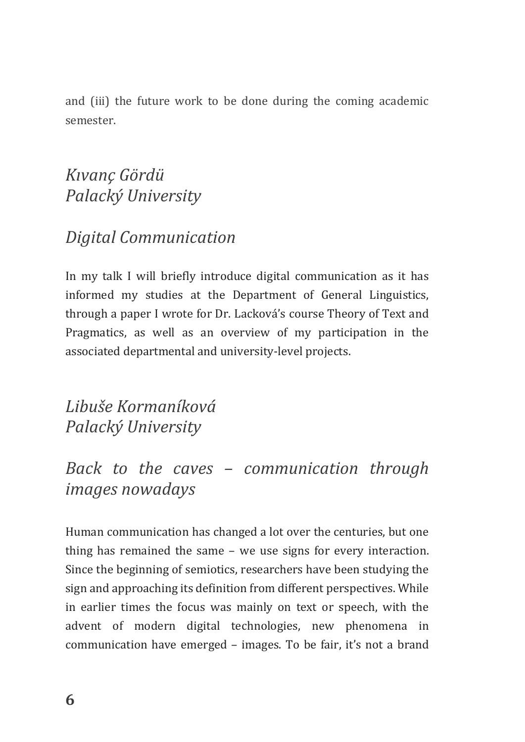and (iii) the future work to be done during the coming academic semester.

## *Kıvanç Gördü*
## *Palacký University*

### *Digital Communication*

In my talk I will briefly introduce digital communication as it has informed my studies at the Department of General Linguistics, through a paper I wrote for Dr. Lacková's course Theory of Text and Pragmatics, as well as an overview of my participation in the associated departmental and university-level projects.

## *Libuše Kormaníková*
## *Palacký University*

### *Back to the caves – communication through images nowadays*

Human communication has changed a lot over the centuries, but one thing has remained the same – we use signs for every interaction. Since the beginning of semiotics, researchers have been studying the sign and approaching its definition from different perspectives. While in earlier times the focus was mainly on text or speech, with the advent of modern digital technologies, new phenomena in communication have emerged – images. To be fair, it's not a brand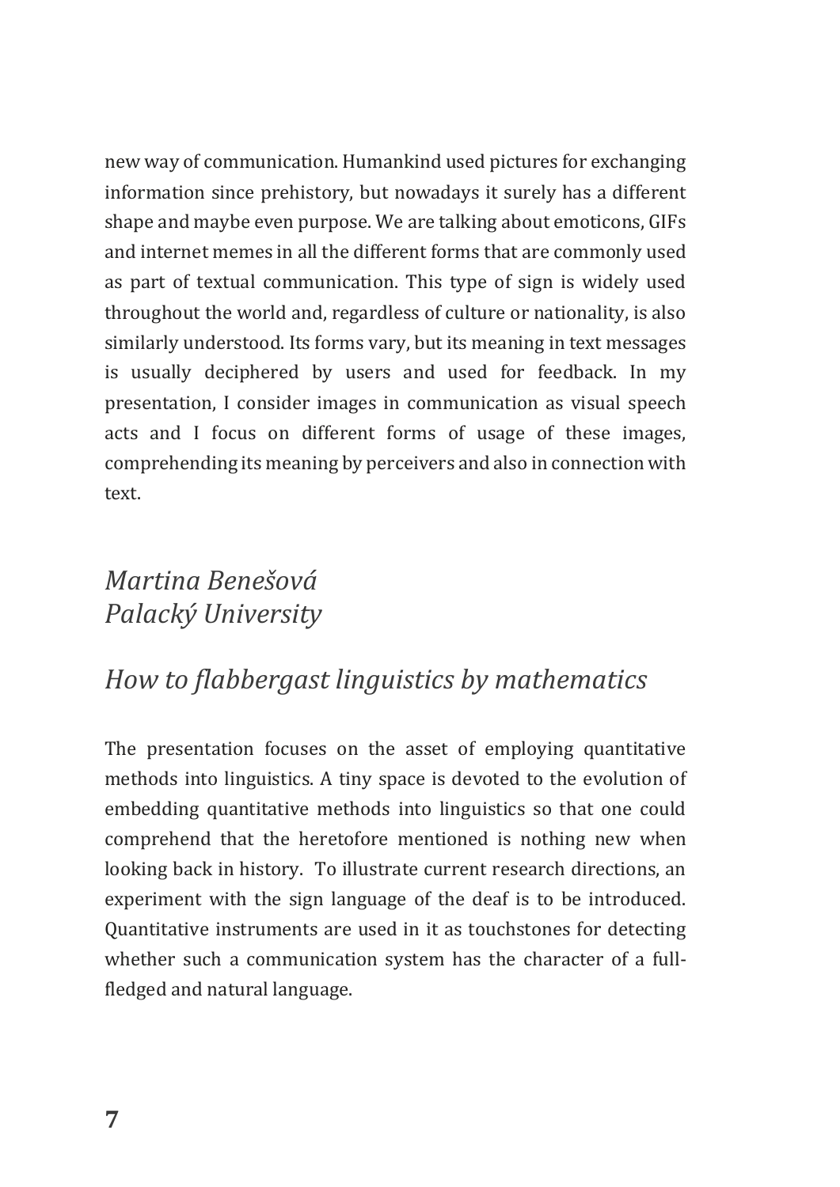new way of communication. Humankind used pictures for exchanging information since prehistory, but nowadays it surely has a different shape and maybe even purpose. We are talking about emoticons, GIFs and internet memes in all the different forms that are commonly used as part of textual communication. This type of sign is widely used throughout the world and, regardless of culture or nationality, is also similarly understood. Its forms vary, but its meaning in text messages is usually deciphered by users and used for feedback. In my presentation, I consider images in communication as visual speech acts and I focus on different forms of usage of these images, comprehending its meaning by perceivers and also in connection with text.

*Martina Benešová*
*Palacký University*

## *How to flabbergast linguistics by mathematics*

The presentation focuses on the asset of employing quantitative methods into linguistics. A tiny space is devoted to the evolution of embedding quantitative methods into linguistics so that one could comprehend that the heretofore mentioned is nothing new when looking back in history. To illustrate current research directions, an experiment with the sign language of the deaf is to be introduced. Quantitative instruments are used in it as touchstones for detecting whether such a communication system has the character of a full-fledged and natural language.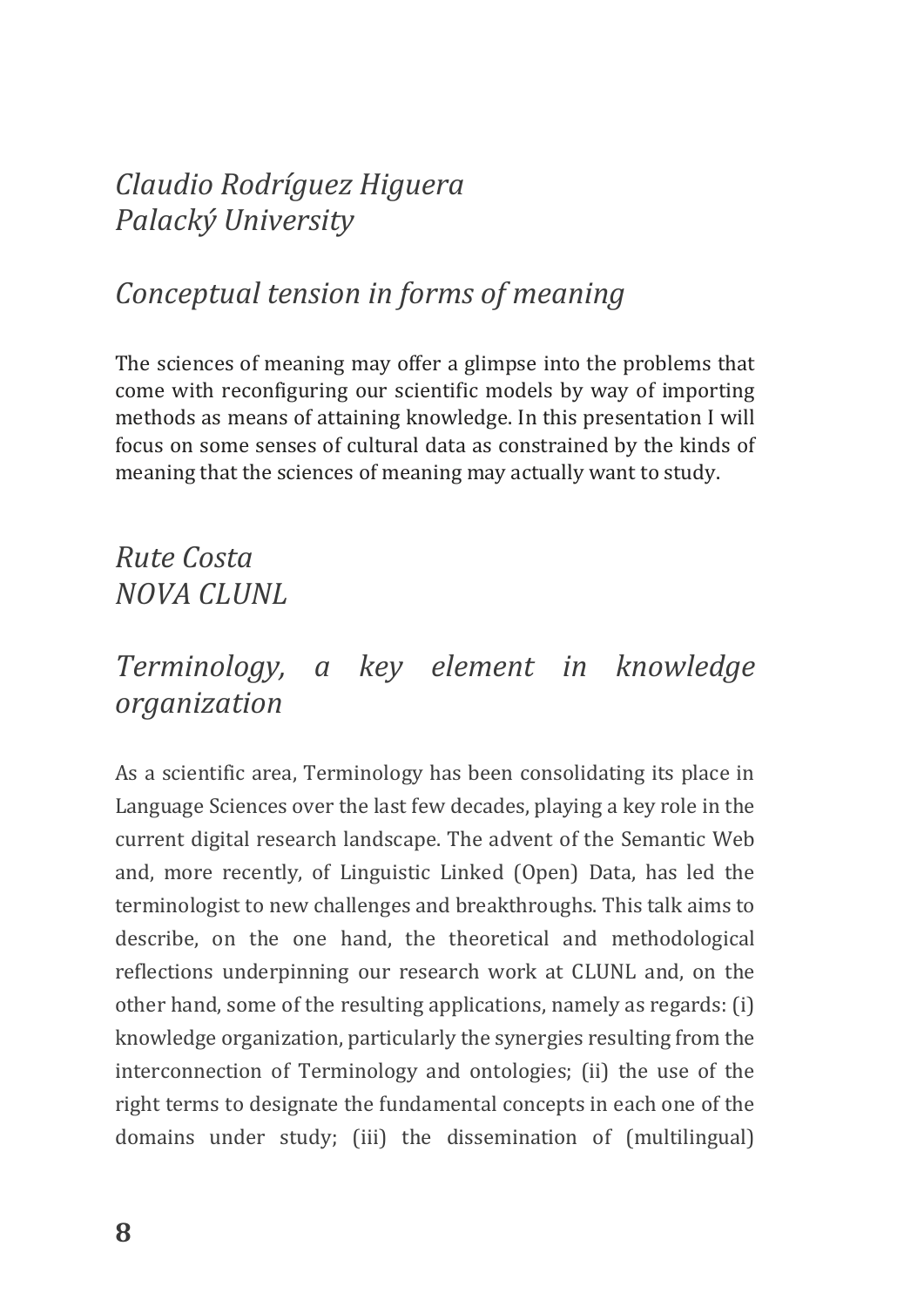*Claudio Rodríguez Higuera*
*Palacký University*

## *Conceptual tension in forms of meaning*

The sciences of meaning may offer a glimpse into the problems that come with reconfiguring our scientific models by way of importing methods as means of attaining knowledge. In this presentation I will focus on some senses of cultural data as constrained by the kinds of meaning that the sciences of meaning may actually want to study.

*Rute Costa*
*NOVA CLUNL*

## *Terminology, a key element in knowledge organization*

As a scientific area, Terminology has been consolidating its place in Language Sciences over the last few decades, playing a key role in the current digital research landscape. The advent of the Semantic Web and, more recently, of Linguistic Linked (Open) Data, has led the terminologist to new challenges and breakthroughs. This talk aims to describe, on the one hand, the theoretical and methodological reflections underpinning our research work at CLUNL and, on the other hand, some of the resulting applications, namely as regards: (i) knowledge organization, particularly the synergies resulting from the interconnection of Terminology and ontologies; (ii) the use of the right terms to designate the fundamental concepts in each one of the domains under study; (iii) the dissemination of (multilingual)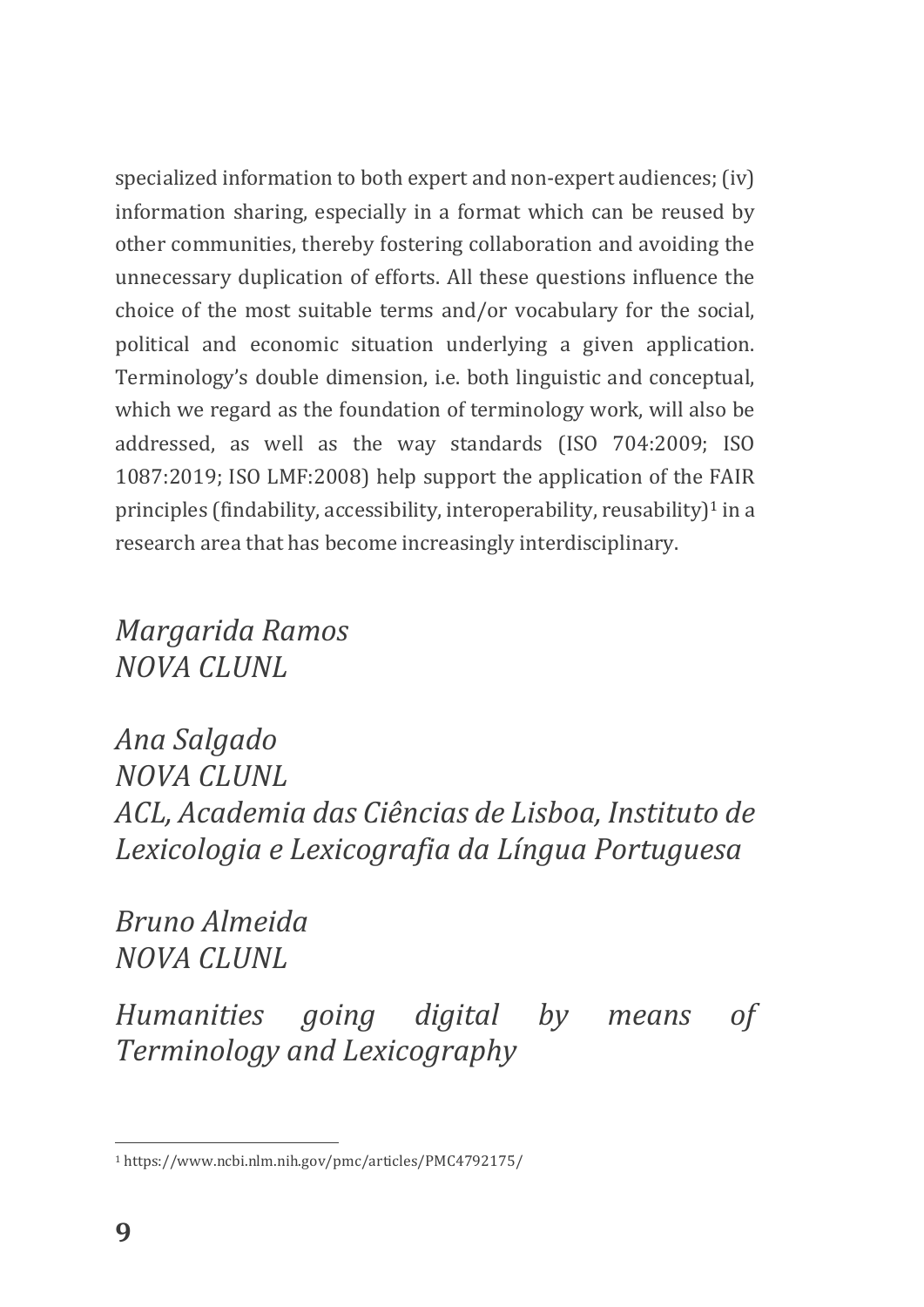specialized information to both expert and non-expert audiences; (iv) information sharing, especially in a format which can be reused by other communities, thereby fostering collaboration and avoiding the unnecessary duplication of efforts. All these questions influence the choice of the most suitable terms and/or vocabulary for the social, political and economic situation underlying a given application. Terminology's double dimension, i.e. both linguistic and conceptual, which we regard as the foundation of terminology work, will also be addressed, as well as the way standards (ISO 704:2009; ISO 1087:2019; ISO LMF:2008) help support the application of the FAIR principles (findability, accessibility, interoperability, reusability)[1] in a research area that has become increasingly interdisciplinary.

*Margarida Ramos*
*NOVA CLUNL*

*Ana Salgado*
*NOVA CLUNL*
*ACL, Academia das Ciências de Lisboa, Instituto de Lexicologia e Lexicografia da Língua Portuguesa*

*Bruno Almeida*
*NOVA CLUNL*

## *Humanities going digital by means of Terminology and Lexicography*

[1] https://www.ncbi.nlm.nih.gov/pmc/articles/PMC4792175/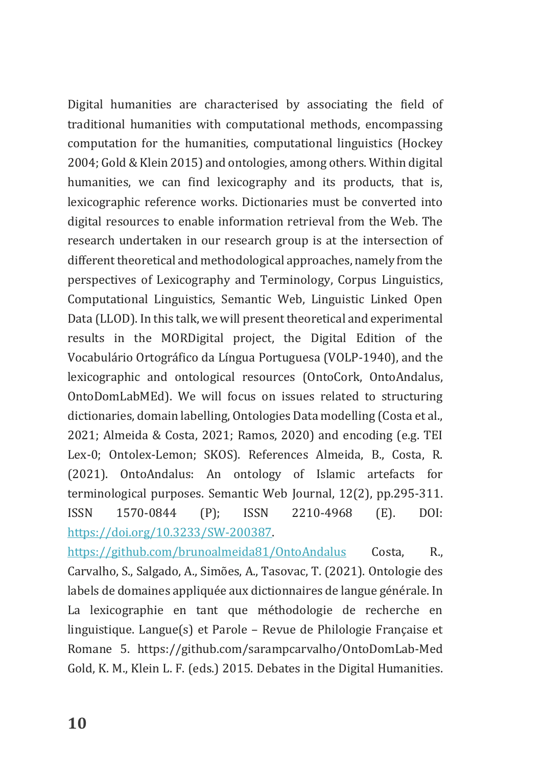Digital humanities are characterised by associating the field of traditional humanities with computational methods, encompassing computation for the humanities, computational linguistics (Hockey 2004; Gold & Klein 2015) and ontologies, among others. Within digital humanities, we can find lexicography and its products, that is, lexicographic reference works. Dictionaries must be converted into digital resources to enable information retrieval from the Web. The research undertaken in our research group is at the intersection of different theoretical and methodological approaches, namely from the perspectives of Lexicography and Terminology, Corpus Linguistics, Computational Linguistics, Semantic Web, Linguistic Linked Open Data (LLOD). In this talk, we will present theoretical and experimental results in the MORDigital project, the Digital Edition of the Vocabulário Ortográfico da Língua Portuguesa (VOLP-1940), and the lexicographic and ontological resources (OntoCork, OntoAndalus, OntoDomLabMEd). We will focus on issues related to structuring dictionaries, domain labelling, Ontologies Data modelling (Costa et al., 2021; Almeida & Costa, 2021; Ramos, 2020) and encoding (e.g. TEI Lex-0; Ontolex-Lemon; SKOS). References Almeida, B., Costa, R. (2021). OntoAndalus: An ontology of Islamic artefacts for terminological purposes. Semantic Web Journal, 12(2), pp.295-311. ISSN 1570-0844 (P); ISSN 2210-4968 (E). DOI: https://doi.org/10.3233/SW-200387. https://github.com/brunoalmeida81/OntoAndalus Costa, R., Carvalho, S., Salgado, A., Simões, A., Tasovac, T. (2021). Ontologie des labels de domaines appliquée aux dictionnaires de langue générale. In La lexicographie en tant que méthodologie de recherche en linguistique. Langue(s) et Parole – Revue de Philologie Française et Romane 5. https://github.com/sarampcarvalho/OntoDomLab-Med Gold, K. M., Klein L. F. (eds.) 2015. Debates in the Digital Humanities.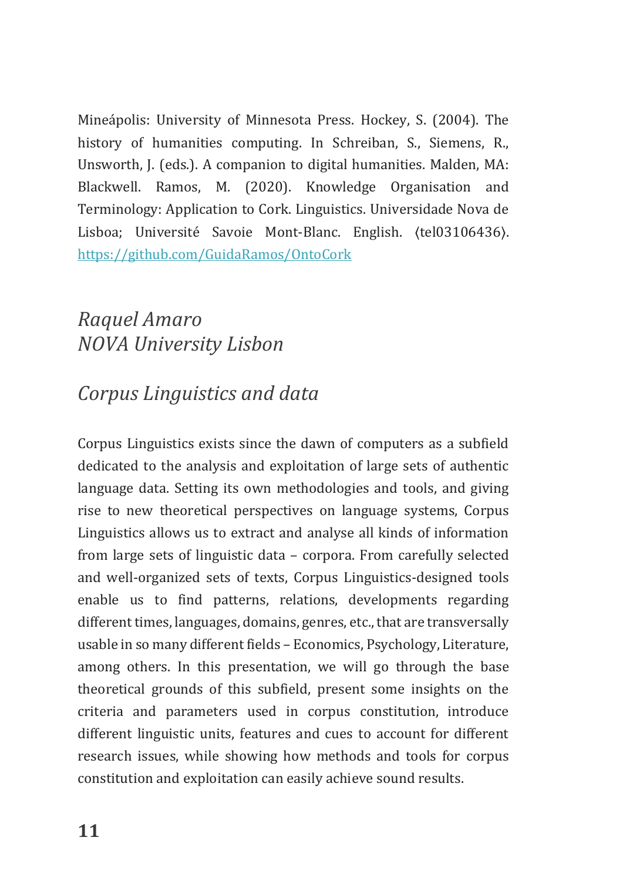Mineápolis: University of Minnesota Press. Hockey, S. (2004). The history of humanities computing. In Schreiban, S., Siemens, R., Unsworth, J. (eds.). A companion to digital humanities. Malden, MA: Blackwell. Ramos, M. (2020). Knowledge Organisation and Terminology: Application to Cork. Linguistics. Universidade Nova de Lisboa; Université Savoie Mont-Blanc. English. ⟨tel03106436⟩. https://github.com/GuidaRamos/OntoCork

*Raquel Amaro*
*NOVA University Lisbon*

## *Corpus Linguistics and data*

Corpus Linguistics exists since the dawn of computers as a subfield dedicated to the analysis and exploitation of large sets of authentic language data. Setting its own methodologies and tools, and giving rise to new theoretical perspectives on language systems, Corpus Linguistics allows us to extract and analyse all kinds of information from large sets of linguistic data – corpora. From carefully selected and well-organized sets of texts, Corpus Linguistics-designed tools enable us to find patterns, relations, developments regarding different times, languages, domains, genres, etc., that are transversally usable in so many different fields – Economics, Psychology, Literature, among others. In this presentation, we will go through the base theoretical grounds of this subfield, present some insights on the criteria and parameters used in corpus constitution, introduce different linguistic units, features and cues to account for different research issues, while showing how methods and tools for corpus constitution and exploitation can easily achieve sound results.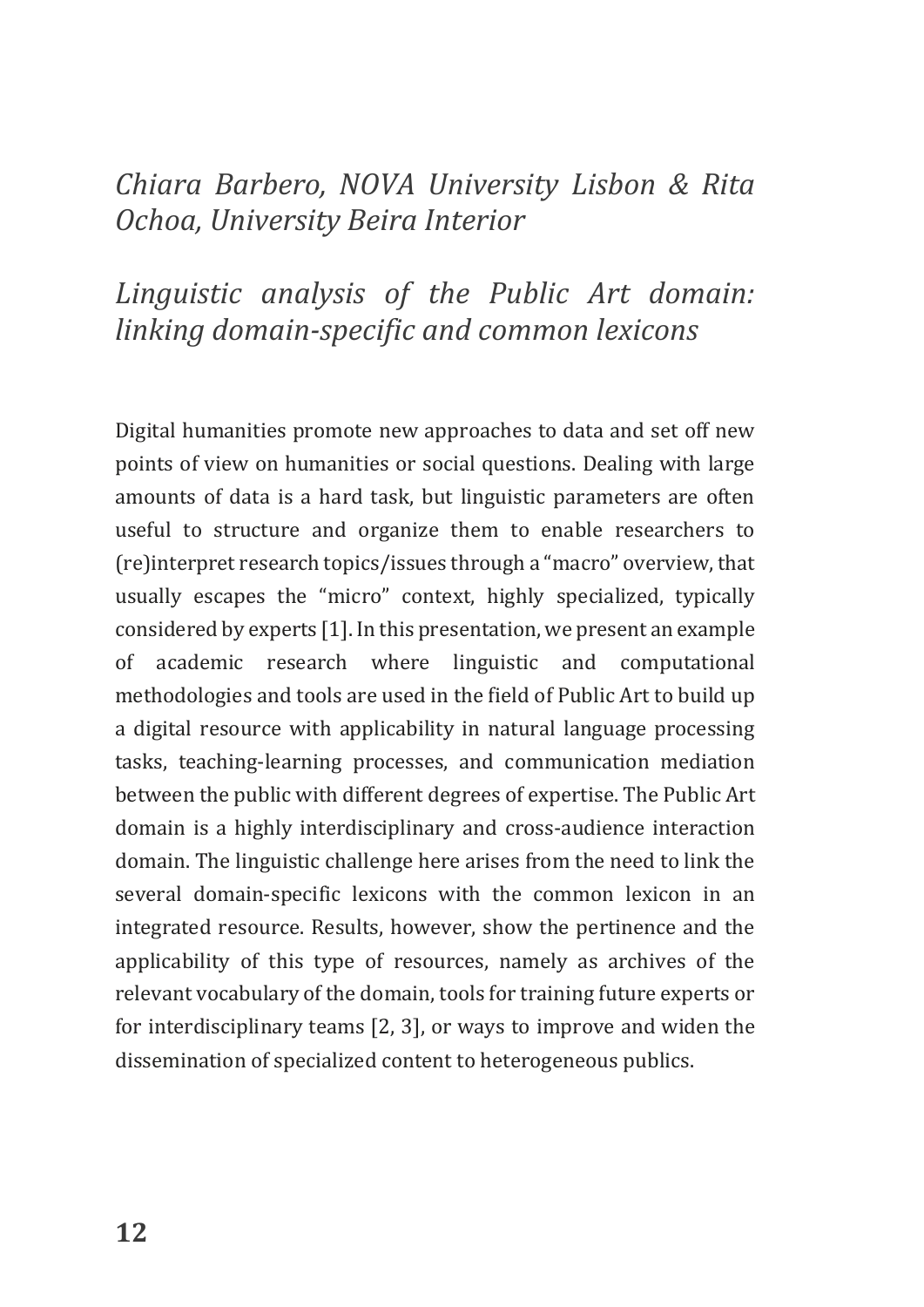*Chiara Barbero, NOVA University Lisbon & Rita Ochoa, University Beira Interior*

## *Linguistic analysis of the Public Art domain: linking domain-specific and common lexicons*

Digital humanities promote new approaches to data and set off new points of view on humanities or social questions. Dealing with large amounts of data is a hard task, but linguistic parameters are often useful to structure and organize them to enable researchers to (re)interpret research topics/issues through a "macro" overview, that usually escapes the "micro" context, highly specialized, typically considered by experts [1]. In this presentation, we present an example of academic research where linguistic and computational methodologies and tools are used in the field of Public Art to build up a digital resource with applicability in natural language processing tasks, teaching-learning processes, and communication mediation between the public with different degrees of expertise. The Public Art domain is a highly interdisciplinary and cross-audience interaction domain. The linguistic challenge here arises from the need to link the several domain-specific lexicons with the common lexicon in an integrated resource. Results, however, show the pertinence and the applicability of this type of resources, namely as archives of the relevant vocabulary of the domain, tools for training future experts or for interdisciplinary teams [2, 3], or ways to improve and widen the dissemination of specialized content to heterogeneous publics.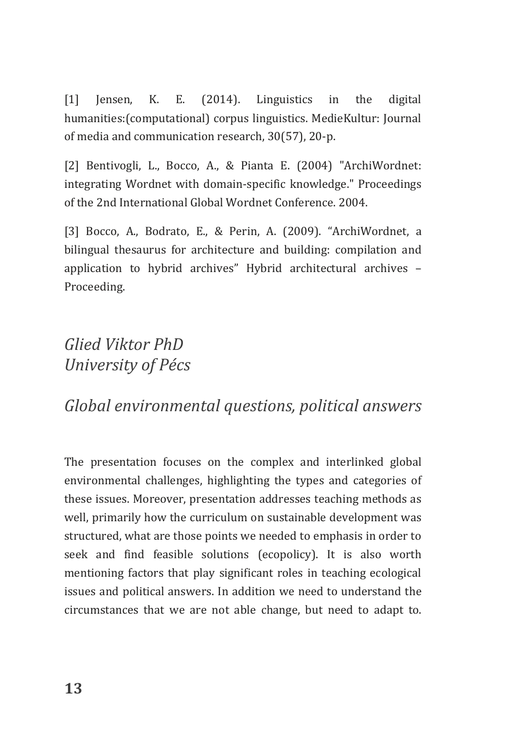[1] Jensen, K. E. (2014). Linguistics in the digital humanities:(computational) corpus linguistics. MedieKultur: Journal of media and communication research, 30(57), 20-p.

[2] Bentivogli, L., Bocco, A., & Pianta E. (2004) "ArchiWordnet: integrating Wordnet with domain-specific knowledge." Proceedings of the 2nd International Global Wordnet Conference. 2004.

[3] Bocco, A., Bodrato, E., & Perin, A. (2009). "ArchiWordnet, a bilingual thesaurus for architecture and building: compilation and application to hybrid archives" Hybrid architectural archives – Proceeding.

*Glied Viktor PhD*
*University of Pécs*

## *Global environmental questions, political answers*

The presentation focuses on the complex and interlinked global environmental challenges, highlighting the types and categories of these issues. Moreover, presentation addresses teaching methods as well, primarily how the curriculum on sustainable development was structured, what are those points we needed to emphasis in order to seek and find feasible solutions (ecopolicy). It is also worth mentioning factors that play significant roles in teaching ecological issues and political answers. In addition we need to understand the circumstances that we are not able change, but need to adapt to.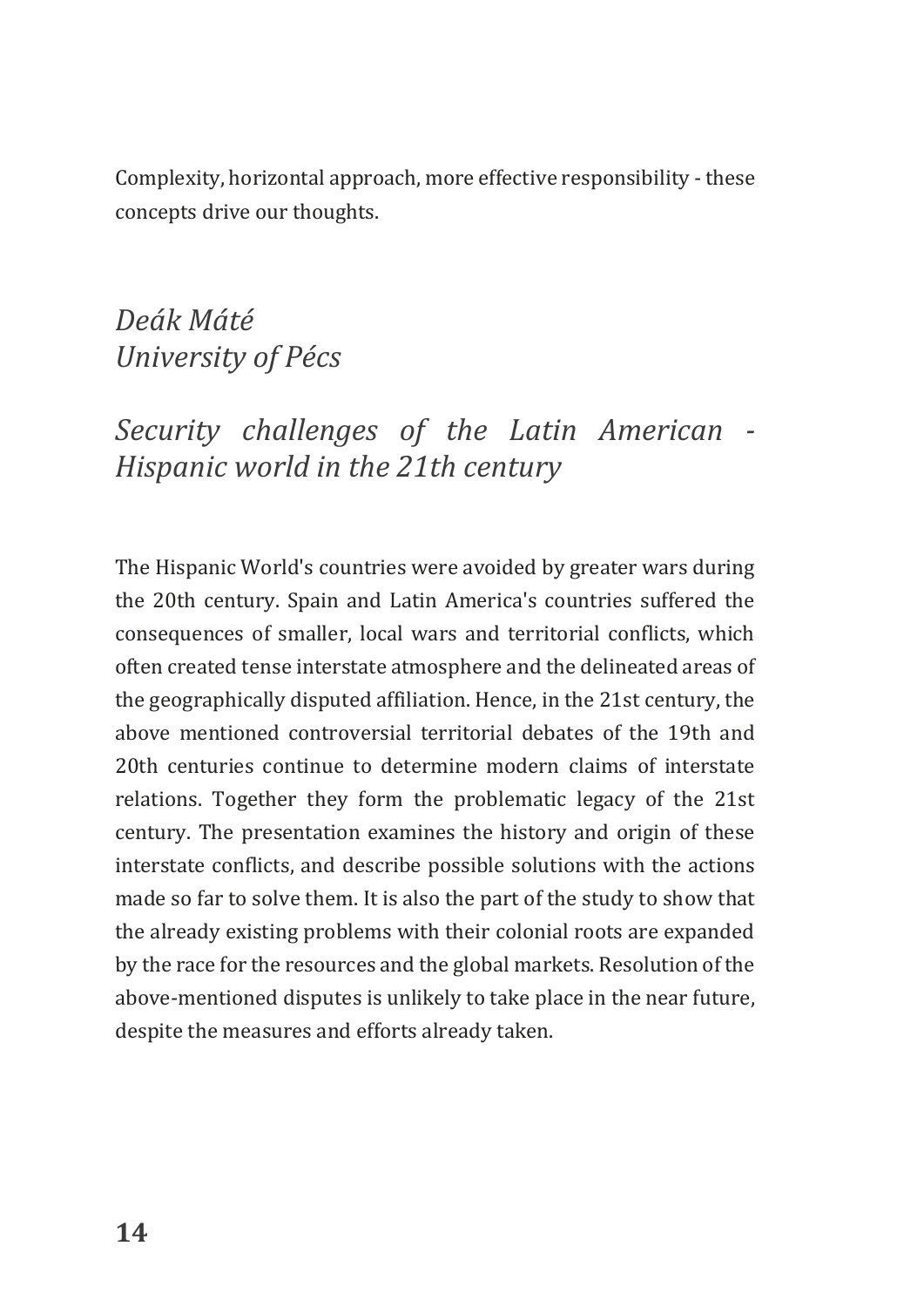Complexity, horizontal approach, more effective responsibility - these concepts drive our thoughts.

*Deák Máté*
*University of Pécs*

## *Security challenges of the Latin American - Hispanic world in the 21th century*

The Hispanic World's countries were avoided by greater wars during the 20th century. Spain and Latin America's countries suffered the consequences of smaller, local wars and territorial conflicts, which often created tense interstate atmosphere and the delineated areas of the geographically disputed affiliation. Hence, in the 21st century, the above mentioned controversial territorial debates of the 19th and 20th centuries continue to determine modern claims of interstate relations. Together they form the problematic legacy of the 21st century. The presentation examines the history and origin of these interstate conflicts, and describe possible solutions with the actions made so far to solve them. It is also the part of the study to show that the already existing problems with their colonial roots are expanded by the race for the resources and the global markets. Resolution of the above-mentioned disputes is unlikely to take place in the near future, despite the measures and efforts already taken.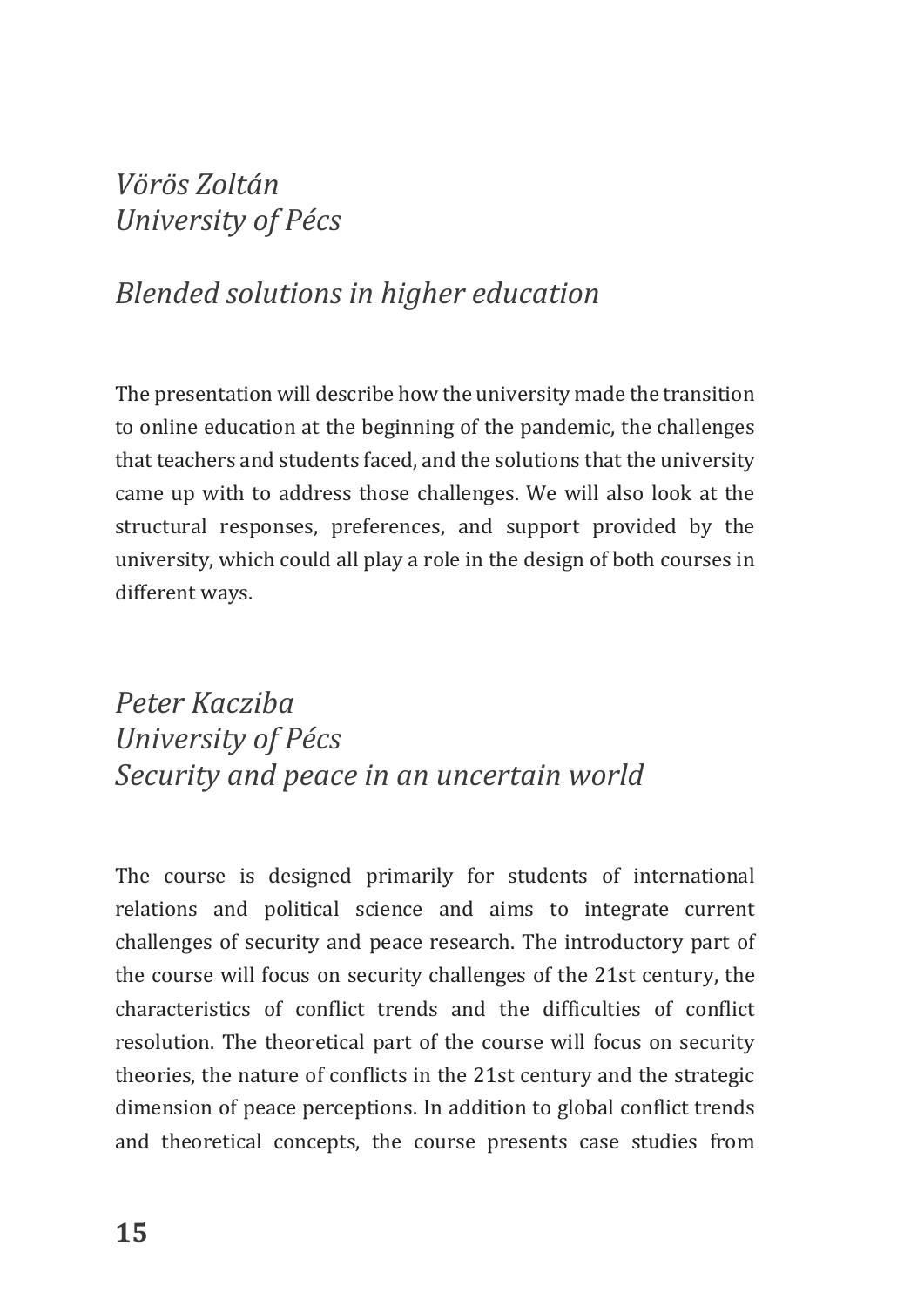*Vörös Zoltán*
*University of Pécs*

## *Blended solutions in higher education*

The presentation will describe how the university made the transition to online education at the beginning of the pandemic, the challenges that teachers and students faced, and the solutions that the university came up with to address those challenges. We will also look at the structural responses, preferences, and support provided by the university, which could all play a role in the design of both courses in different ways.

*Peter Kacziba*
*University of Pécs*

## *Security and peace in an uncertain world*

The course is designed primarily for students of international relations and political science and aims to integrate current challenges of security and peace research. The introductory part of the course will focus on security challenges of the 21st century, the characteristics of conflict trends and the difficulties of conflict resolution. The theoretical part of the course will focus on security theories, the nature of conflicts in the 21st century and the strategic dimension of peace perceptions. In addition to global conflict trends and theoretical concepts, the course presents case studies from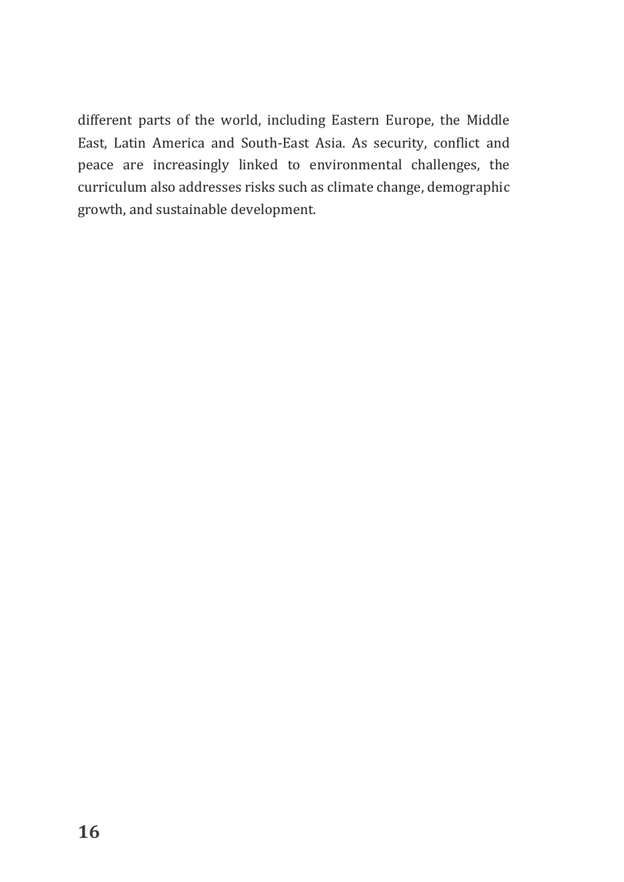different parts of the world, including Eastern Europe, the Middle East, Latin America and South-East Asia. As security, conflict and peace are increasingly linked to environmental challenges, the curriculum also addresses risks such as climate change, demographic growth, and sustainable development.